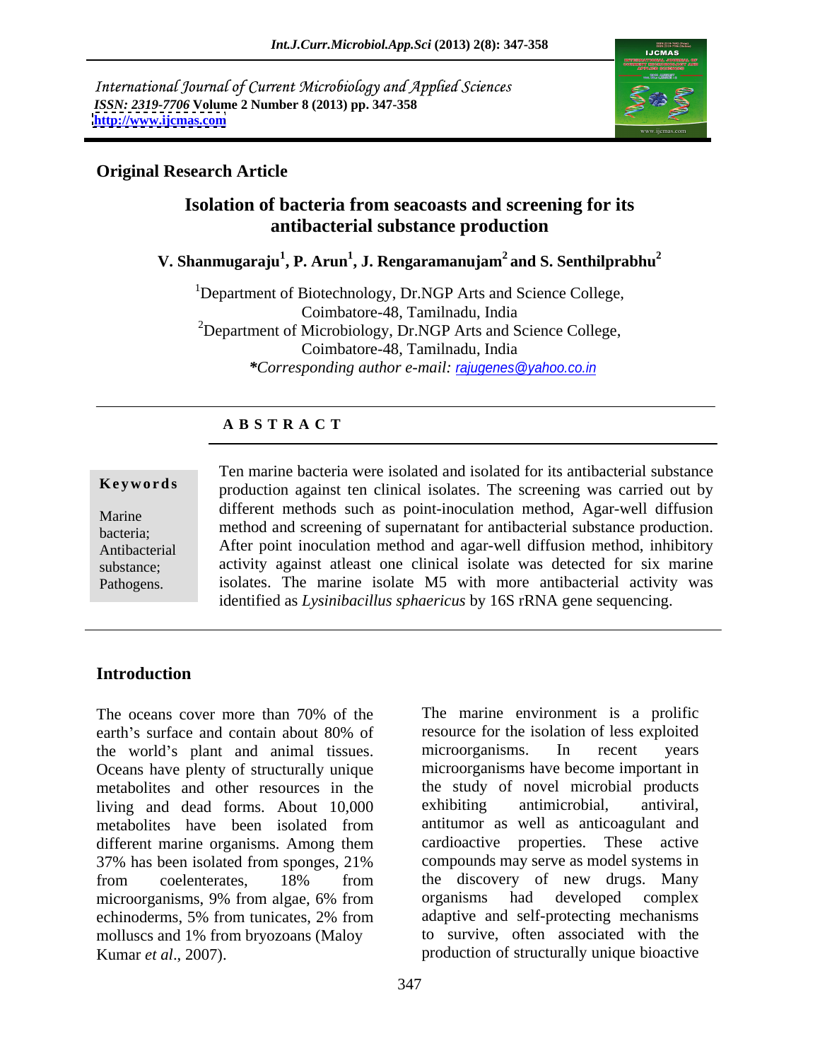International Journal of Current Microbiology and Applied Sciences
*ISSN: 2319-7706* **Volume 2 Number 8 (2013) pp. 347-358**
**http://www.ijcmas.com**

**Original Research Article**

# Isolation of bacteria from seacoasts and screening for its antibacterial substance production

**V. Shanmugaraju[1], P. Arun[1], J. Rengaramanujam[2] and S. Senthilprabhu[2]**

[1]Department of Biotechnology, Dr.NGP Arts and Science College, Coimbatore-48, Tamilnadu, India
[2]Department of Microbiology, Dr.NGP Arts and Science College, Coimbatore-48, Tamilnadu, India
*\*Corresponding author e-mail: rajugenes@yahoo.co.in*

## A B S T R A C T

**Keywords**

Marine bacteria; Antibacterial substance; Pathogens.

Ten marine bacteria were isolated and isolated for its antibacterial substance production against ten clinical isolates. The screening was carried out by different methods such as point-inoculation method, Agar-well diffusion method and screening of supernatant for antibacterial substance production. After point inoculation method and agar-well diffusion method, inhibitory activity against atleast one clinical isolate was detected for six marine isolates. The marine isolate M5 with more antibacterial activity was identified as *Lysinibacillus sphaericus* by 16S rRNA gene sequencing.

## Introduction

The oceans cover more than 70% of the earth's surface and contain about 80% of the world's plant and animal tissues. Oceans have plenty of structurally unique metabolites and other resources in the living and dead forms. About 10,000 metabolites have been isolated from different marine organisms. Among them 37% has been isolated from sponges, 21% from coelenterates, 18% from microorganisms, 9% from algae, 6% from echinoderms, 5% from tunicates, 2% from molluscs and 1% from bryozoans (Maloy Kumar *et al*., 2007).

The marine environment is a prolific resource for the isolation of less exploited microorganisms. In recent years microorganisms have become important in the study of novel microbial products exhibiting antimicrobial, antiviral, antitumor as well as anticoagulant and cardioactive properties. These active compounds may serve as model systems in the discovery of new drugs. Many organisms had developed complex adaptive and self-protecting mechanisms to survive, often associated with the production of structurally unique bioactive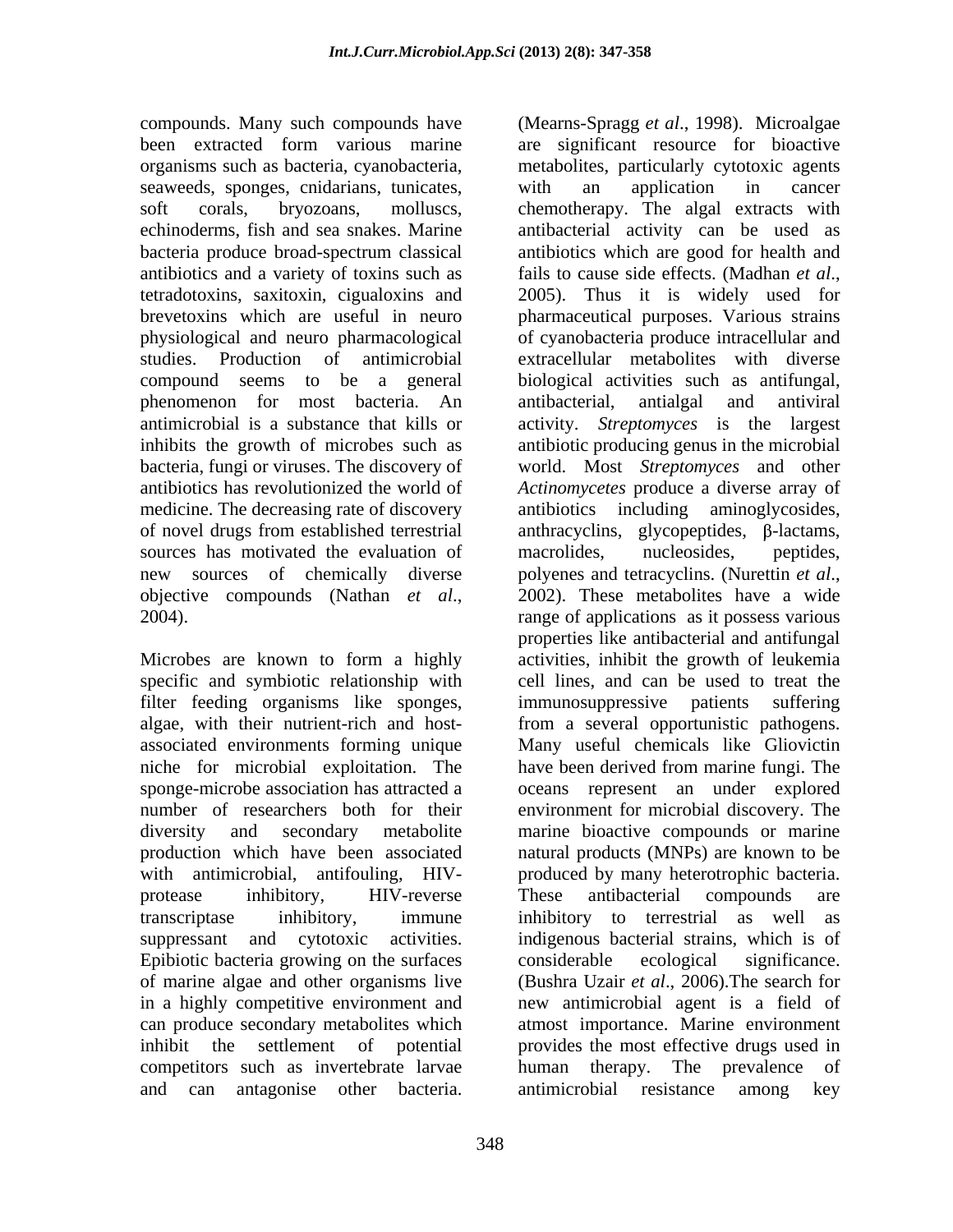compounds. Many such compounds have been extracted from various marine organisms such as bacteria, cyanobacteria, seaweeds, sponges, cnidarians, tunicates, soft corals, bryozoans, molluscs, echinoderms, fish and sea snakes. Marine bacteria produce broad-spectrum classical antibiotics and a variety of toxins such as tetradotoxins, saxitoxin, cigualoxins and brevetoxins which are useful in neuro physiological and neuro pharmacological studies. Production of antimicrobial compound seems to be a general phenomenon for most bacteria. An antimicrobial is a substance that kills or inhibits the growth of microbes such as bacteria, fungi or viruses. The discovery of antibiotics has revolutionized the world of medicine. The decreasing rate of discovery of novel drugs from established terrestrial sources has motivated the evaluation of new sources of chemically diverse objective compounds (Nathan *et al*., 2004).

Microbes are known to form a highly specific and symbiotic relationship with filter feeding organisms like sponges, algae, with their nutrient-rich and host-associated environments forming unique niche for microbial exploitation. The sponge-microbe association has attracted a number of researchers both for their diversity and secondary metabolite production which have been associated with antimicrobial, antifouling, HIV-protease inhibitory, HIV-reverse transcriptase inhibitory, immune suppressant and cytotoxic activities. Epibiotic bacteria growing on the surfaces of marine algae and other organisms live in a highly competitive environment and can produce secondary metabolites which inhibit the settlement of potential competitors such as invertebrate larvae and can antagonise other bacteria. (Mearns-Spragg *et al*., 1998). Microalgae are significant resource for bioactive metabolites, particularly cytotoxic agents with an application in cancer chemotherapy. The algal extracts with antibacterial activity can be used as antibiotics which are good for health and fails to cause side effects. (Madhan *et al*., 2005). Thus it is widely used for pharmaceutical purposes. Various strains of cyanobacteria produce intracellular and extracellular metabolites with diverse biological activities such as antifungal, antibacterial, antialgal and antiviral activity. *Streptomyces* is the largest antibiotic producing genus in the microbial world. Most *Streptomyces* and other *Actinomycetes* produce a diverse array of antibiotics including aminoglycosides, anthracyclins, glycopeptides, β-lactams, macrolides, nucleosides, peptides, polyenes and tetracyclins. (Nurettin *et al*., 2002). These metabolites have a wide range of applications as it possess various properties like antibacterial and antifungal activities, inhibit the growth of leukemia cell lines, and can be used to treat the immunosuppressive patients suffering from a several opportunistic pathogens. Many useful chemicals like Gliovictin have been derived from marine fungi. The oceans represent an under explored environment for microbial discovery. The marine bioactive compounds or marine natural products (MNPs) are known to be produced by many heterotrophic bacteria. These antibacterial compounds are inhibitory to terrestrial as well as indigenous bacterial strains, which is of considerable ecological significance. (Bushra Uzair *et al*., 2006).The search for new antimicrobial agent is a field of atmost importance. Marine environment provides the most effective drugs used in human therapy. The prevalence of antimicrobial resistance among key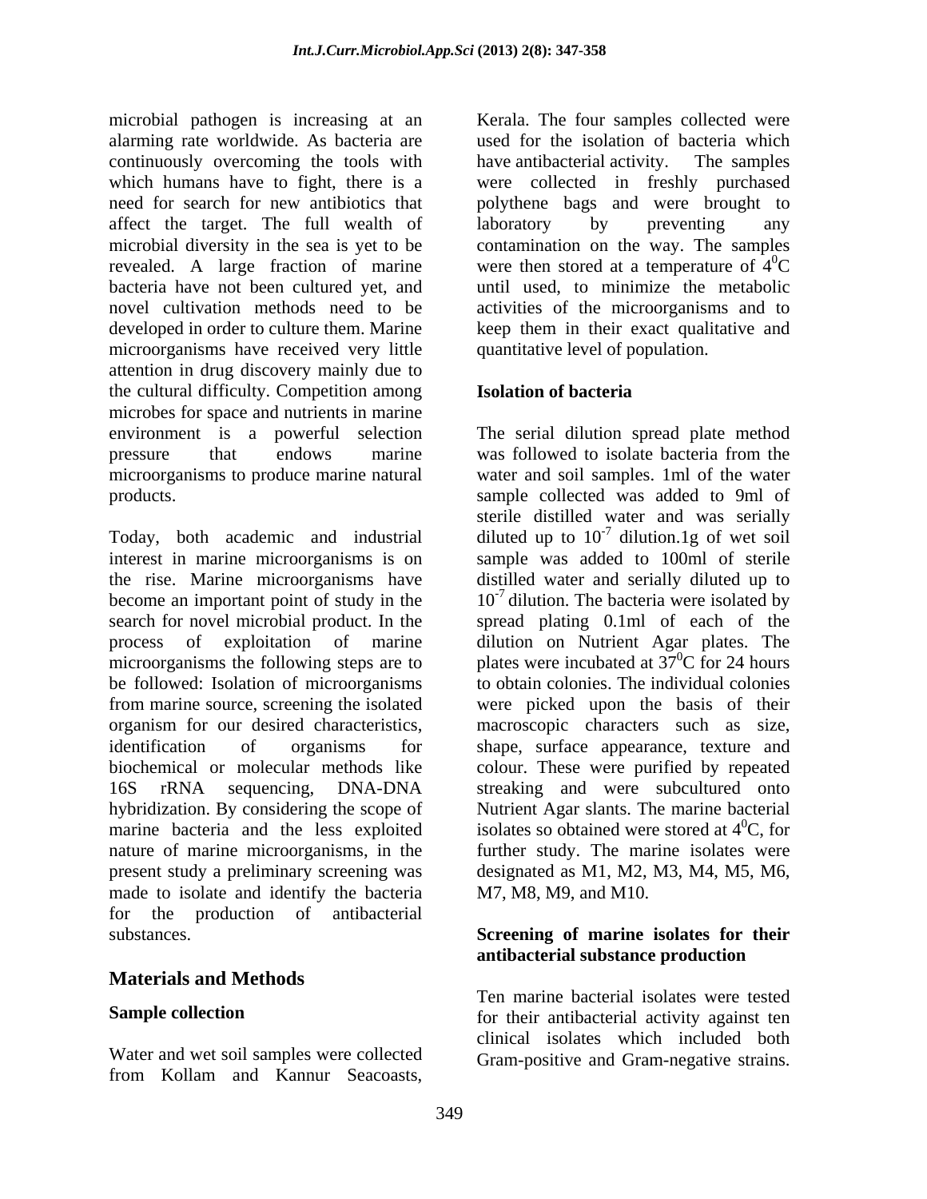microbial pathogen is increasing at an alarming rate worldwide. As bacteria are continuously overcoming the tools with which humans have to fight, there is a need for search for new antibiotics that affect the target. The full wealth of microbial diversity in the sea is yet to be revealed. A large fraction of marine bacteria have not been cultured yet, and novel cultivation methods need to be developed in order to culture them. Marine microorganisms have received very little attention in drug discovery mainly due to the cultural difficulty. Competition among microbes for space and nutrients in marine environment is a powerful selection pressure that endows marine microorganisms to produce marine natural products.

Today, both academic and industrial interest in marine microorganisms is on the rise. Marine microorganisms have become an important point of study in the search for novel microbial product. In the process of exploitation of marine microorganisms the following steps are to be followed: Isolation of microorganisms from marine source, screening the isolated organism for our desired characteristics, identification of organisms for biochemical or molecular methods like 16S rRNA sequencing, DNA-DNA hybridization. By considering the scope of marine bacteria and the less exploited nature of marine microorganisms, in the present study a preliminary screening was made to isolate and identify the bacteria for the production of antibacterial substances.

## Materials and Methods

### Sample collection

Water and wet soil samples were collected from Kollam and Kannur Seacoasts, Kerala. The four samples collected were used for the isolation of bacteria which have antibacterial activity. The samples were collected in freshly purchased polythene bags and were brought to laboratory by preventing any contamination on the way. The samples were then stored at a temperature of $4^0$C until used, to minimize the metabolic activities of the microorganisms and to keep them in their exact qualitative and quantitative level of population.

### Isolation of bacteria

The serial dilution spread plate method was followed to isolate bacteria from the water and soil samples. 1ml of the water sample collected was added to 9ml of sterile distilled water and was serially diluted up to $10^{-7}$ dilution.1g of wet soil sample was added to 100ml of sterile distilled water and serially diluted up to $10^{-7}$ dilution. The bacteria were isolated by spread plating 0.1ml of each of the dilution on Nutrient Agar plates. The plates were incubated at $37^0$C for 24 hours to obtain colonies. The individual colonies were picked upon the basis of their macroscopic characters such as size, shape, surface appearance, texture and colour. These were purified by repeated streaking and were subcultured onto Nutrient Agar slants. The marine bacterial isolates so obtained were stored at $4^0$C, for further study. The marine isolates were designated as M1, M2, M3, M4, M5, M6, M7, M8, M9, and M10.

### Screening of marine isolates for their antibacterial substance production

Ten marine bacterial isolates were tested for their antibacterial activity against ten clinical isolates which included both Gram-positive and Gram-negative strains.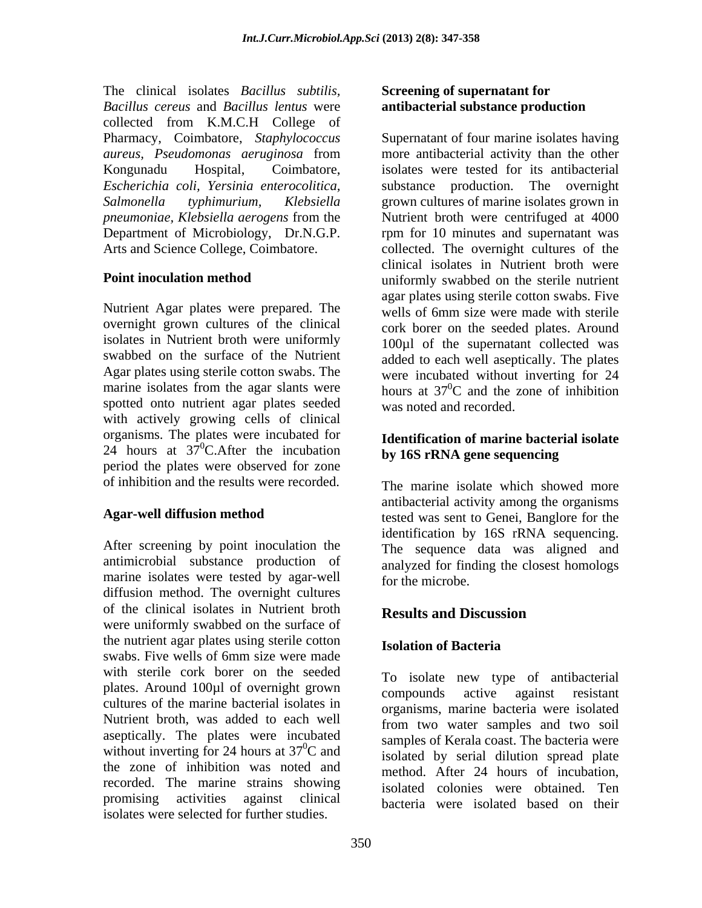The clinical isolates *Bacillus subtilis, Bacillus cereus* and *Bacillus lentus* were collected from K.M.C.H College of Pharmacy, Coimbatore, *Staphylococcus aureus, Pseudomonas aeruginosa* from Kongunadu Hospital, Coimbatore, *Escherichia coli, Yersinia enterocolitica, Salmonella typhimurium, Klebsiella pneumoniae, Klebsiella aerogens* from the Department of Microbiology, Dr.N.G.P. Arts and Science College, Coimbatore.

**Point inoculation method**

Nutrient Agar plates were prepared. The overnight grown cultures of the clinical isolates in Nutrient broth were uniformly swabbed on the surface of the Nutrient Agar plates using sterile cotton swabs. The marine isolates from the agar slants were spotted onto nutrient agar plates seeded with actively growing cells of clinical organisms. The plates were incubated for 24 hours at $37^0$C.After the incubation period the plates were observed for zone of inhibition and the results were recorded.

**Agar-well diffusion method**

After screening by point inoculation the antimicrobial substance production of marine isolates were tested by agar-well diffusion method. The overnight cultures of the clinical isolates in Nutrient broth were uniformly swabbed on the surface of the nutrient agar plates using sterile cotton swabs. Five wells of 6mm size were made with sterile cork borer on the seeded plates. Around 100µl of overnight grown cultures of the marine bacterial isolates in Nutrient broth, was added to each well aseptically. The plates were incubated without inverting for 24 hours at $37^0$C and the zone of inhibition was noted and recorded. The marine strains showing promising activities against clinical isolates were selected for further studies.

**Screening of supernatant for antibacterial substance production**

Supernatant of four marine isolates having more antibacterial activity than the other isolates were tested for its antibacterial substance production. The overnight grown cultures of marine isolates grown in Nutrient broth were centrifuged at 4000 rpm for 10 minutes and supernatant was collected. The overnight cultures of the clinical isolates in Nutrient broth were uniformly swabbed on the sterile nutrient agar plates using sterile cotton swabs. Five wells of 6mm size were made with sterile cork borer on the seeded plates. Around 100µl of the supernatant collected was added to each well aseptically. The plates were incubated without inverting for 24 hours at $37^0$C and the zone of inhibition was noted and recorded.

**Identification of marine bacterial isolate by 16S rRNA gene sequencing**

The marine isolate which showed more antibacterial activity among the organisms tested was sent to Genei, Banglore for the identification by 16S rRNA sequencing. The sequence data was aligned and analyzed for finding the closest homologs for the microbe.

## Results and Discussion

**Isolation of Bacteria**

To isolate new type of antibacterial compounds active against resistant organisms, marine bacteria were isolated from two water samples and two soil samples of Kerala coast. The bacteria were isolated by serial dilution spread plate method. After 24 hours of incubation, isolated colonies were obtained. Ten bacteria were isolated based on their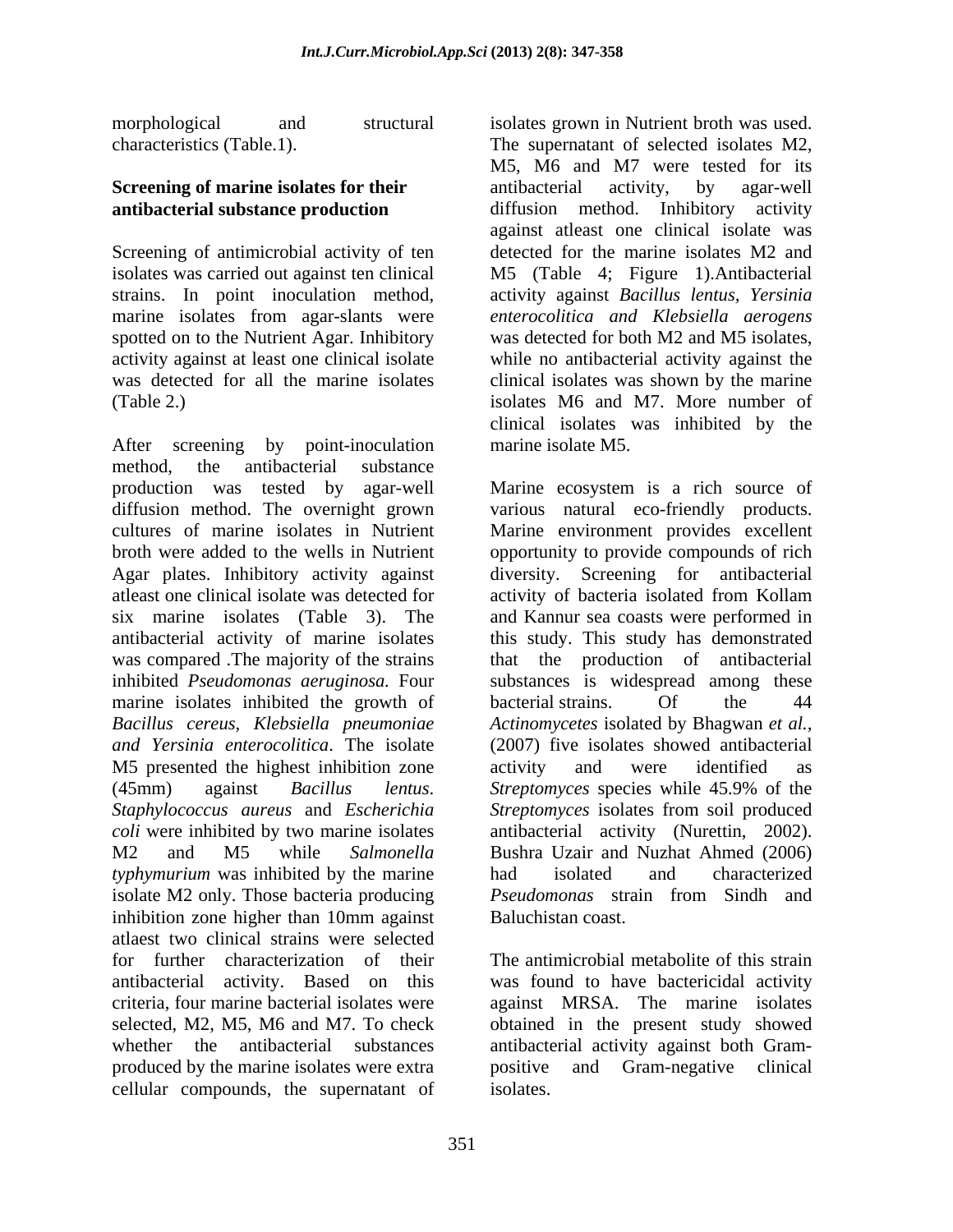morphological and structural characteristics (Table.1).

**Screening of marine isolates for their antibacterial substance production**

Screening of antimicrobial activity of ten isolates was carried out against ten clinical strains. In point inoculation method, marine isolates from agar-slants were spotted on to the Nutrient Agar. Inhibitory activity against at least one clinical isolate was detected for all the marine isolates (Table 2.)

After screening by point-inoculation method, the antibacterial substance production was tested by agar-well diffusion method. The overnight grown cultures of marine isolates in Nutrient broth were added to the wells in Nutrient Agar plates. Inhibitory activity against atleast one clinical isolate was detected for six marine isolates (Table 3). The antibacterial activity of marine isolates was compared .The majority of the strains inhibited *Pseudomonas aeruginosa.* Four marine isolates inhibited the growth of *Bacillus cereus, Klebsiella pneumoniae and Yersinia enterocolitica*. The isolate M5 presented the highest inhibition zone (45mm) against *Bacillus lentus*. *Staphylococcus aureus* and *Escherichia coli* were inhibited by two marine isolates M2 and M5 while *Salmonella typhymurium* was inhibited by the marine isolate M2 only. Those bacteria producing inhibition zone higher than 10mm against atlaest two clinical strains were selected for further characterization of their antibacterial activity. Based on this criteria, four marine bacterial isolates were selected, M2, M5, M6 and M7. To check whether the antibacterial substances produced by the marine isolates were extra cellular compounds, the supernatant of isolates grown in Nutrient broth was used. The supernatant of selected isolates M2, M5, M6 and M7 were tested for its antibacterial activity, by agar-well diffusion method. Inhibitory activity against atleast one clinical isolate was detected for the marine isolates M2 and M5 (Table 4; Figure 1).Antibacterial activity against *Bacillus lentus, Yersinia enterocolitica and Klebsiella aerogens* was detected for both M2 and M5 isolates, while no antibacterial activity against the clinical isolates was shown by the marine isolates M6 and M7. More number of clinical isolates was inhibited by the marine isolate M5.

Marine ecosystem is a rich source of various natural eco-friendly products. Marine environment provides excellent opportunity to provide compounds of rich diversity. Screening for antibacterial activity of bacteria isolated from Kollam and Kannur sea coasts were performed in this study. This study has demonstrated that the production of antibacterial substances is widespread among these bacterial strains. Of the 44 *Actinomycetes* isolated by Bhagwan *et al.*, (2007) five isolates showed antibacterial activity and were identified as *Streptomyces* species while 45.9% of the *Streptomyces* isolates from soil produced antibacterial activity (Nurettin, 2002). Bushra Uzair and Nuzhat Ahmed (2006) had isolated and characterized *Pseudomonas* strain from Sindh and Baluchistan coast.

The antimicrobial metabolite of this strain was found to have bactericidal activity against MRSA. The marine isolates obtained in the present study showed antibacterial activity against both Gram-positive and Gram-negative clinical isolates.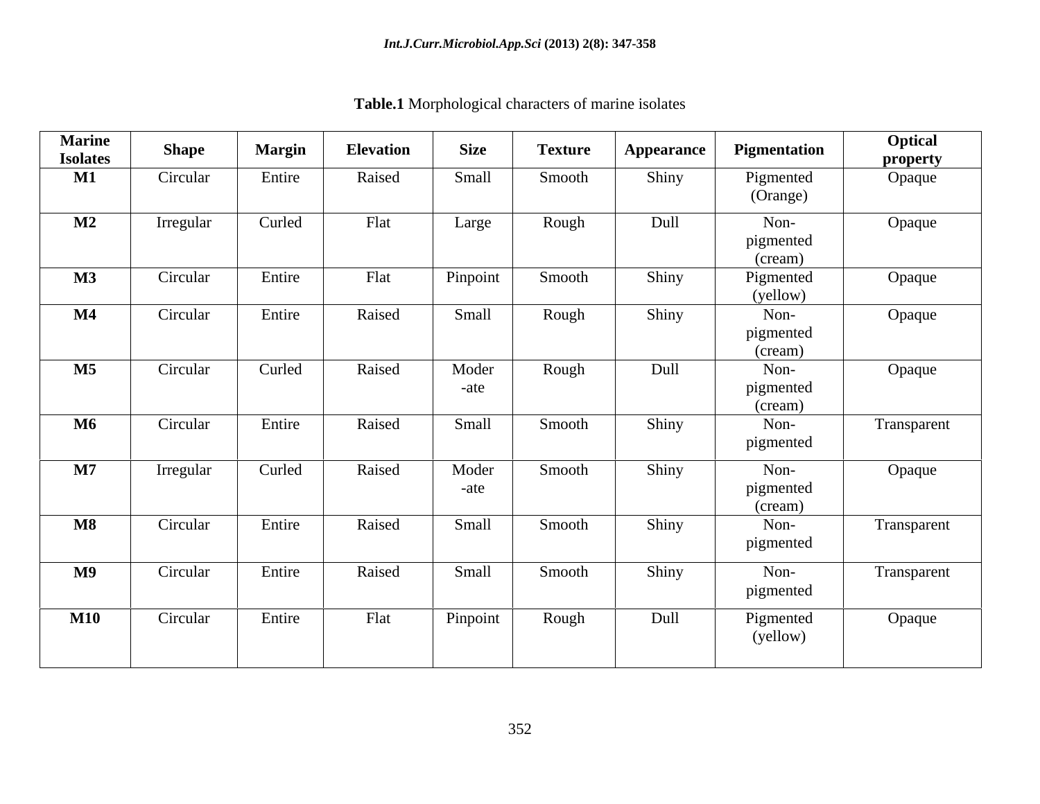**Table.1** Morphological characters of marine isolates

| Marine Isolates | Shape | Margin | Elevation | Size | Texture | Appearance | Pigmentation | Optical property |
|---|---|---|---|---|---|---|---|---|
| **M1** | Circular | Entire | Raised | Small | Smooth | Shiny | Pigmented (Orange) | Opaque |
| **M2** | Irregular | Curled | Flat | Large | Rough | Dull | Non-pigmented (cream) | Opaque |
| **M3** | Circular | Entire | Flat | Pinpoint | Smooth | Shiny | Pigmented (yellow) | Opaque |
| **M4** | Circular | Entire | Raised | Small | Rough | Shiny | Non-pigmented (cream) | Opaque |
| **M5** | Circular | Curled | Raised | Moderate | Rough | Dull | Non-pigmented (cream) | Opaque |
| **M6** | Circular | Entire | Raised | Small | Smooth | Shiny | Non-pigmented | Transparent |
| **M7** | Irregular | Curled | Raised | Moderate | Smooth | Shiny | Non-pigmented (cream) | Opaque |
| **M8** | Circular | Entire | Raised | Small | Smooth | Shiny | Non-pigmented | Transparent |
| **M9** | Circular | Entire | Raised | Small | Smooth | Shiny | Non-pigmented | Transparent |
| **M10** | Circular | Entire | Flat | Pinpoint | Rough | Dull | Pigmented (yellow) | Opaque |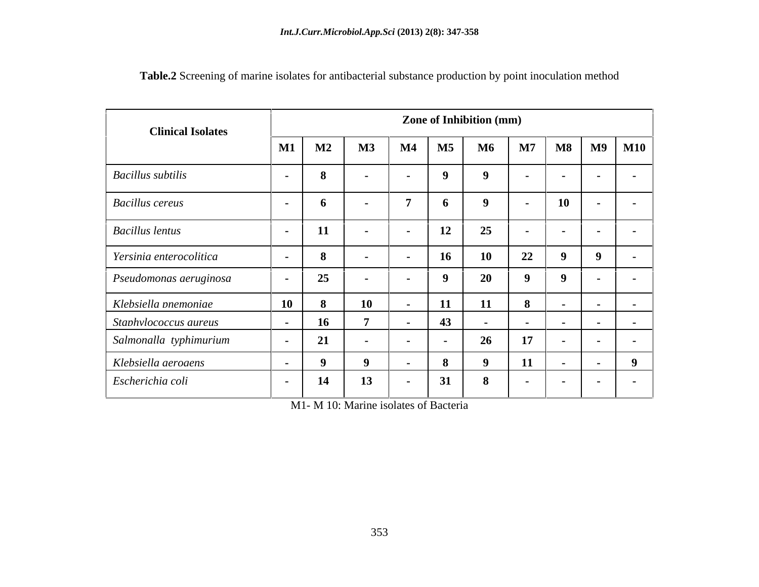**Table.2** Screening of marine isolates for antibacterial substance production by point inoculation method

| Clinical Isolates | Zone of Inhibition (mm) | | | | | | | | | |
|---|---|---|---|---|---|---|---|---|---|---|
| | **M1** | **M2** | **M3** | **M4** | **M5** | **M6** | **M7** | **M8** | **M9** | **M10** |
| *Bacillus subtilis* | **-** | **8** | **-** | **-** | **9** | **9** | **-** | **-** | **-** | **-** |
| *Bacillus cereus* | **-** | **6** | **-** | **7** | **6** | **9** | **-** | **10** | **-** | **-** |
| *Bacillus lentus* | **-** | **11** | **-** | **-** | **12** | **25** | **-** | **-** | **-** | **-** |
| *Yersinia enterocolitica* | **-** | **8** | **-** | **-** | **16** | **10** | **22** | **9** | **9** | **-** |
| *Pseudomonas aeruginosa* | **-** | **25** | **-** | **-** | **9** | **20** | **9** | **9** | **-** | **-** |
| *Klebsiella pnemoniae* | **10** | **8** | **10** | **-** | **11** | **11** | **8** | **-** | **-** | **-** |
| *Staphylococcus aureus* | **-** | **16** | **7** | **-** | **43** | **-** | **-** | **-** | **-** | **-** |
| *Salmonalla typhimurium* | **-** | **21** | **-** | **-** | **-** | **26** | **17** | **-** | **-** | **-** |
| *Klebsiella aerogens* | **-** | **9** | **9** | **-** | **8** | **9** | **11** | **-** | **-** | **9** |
| *Escherichia coli* | **-** | **14** | **13** | **-** | **31** | **8** | **-** | **-** | **-** | **-** |

M1- M 10: Marine isolates of Bacteria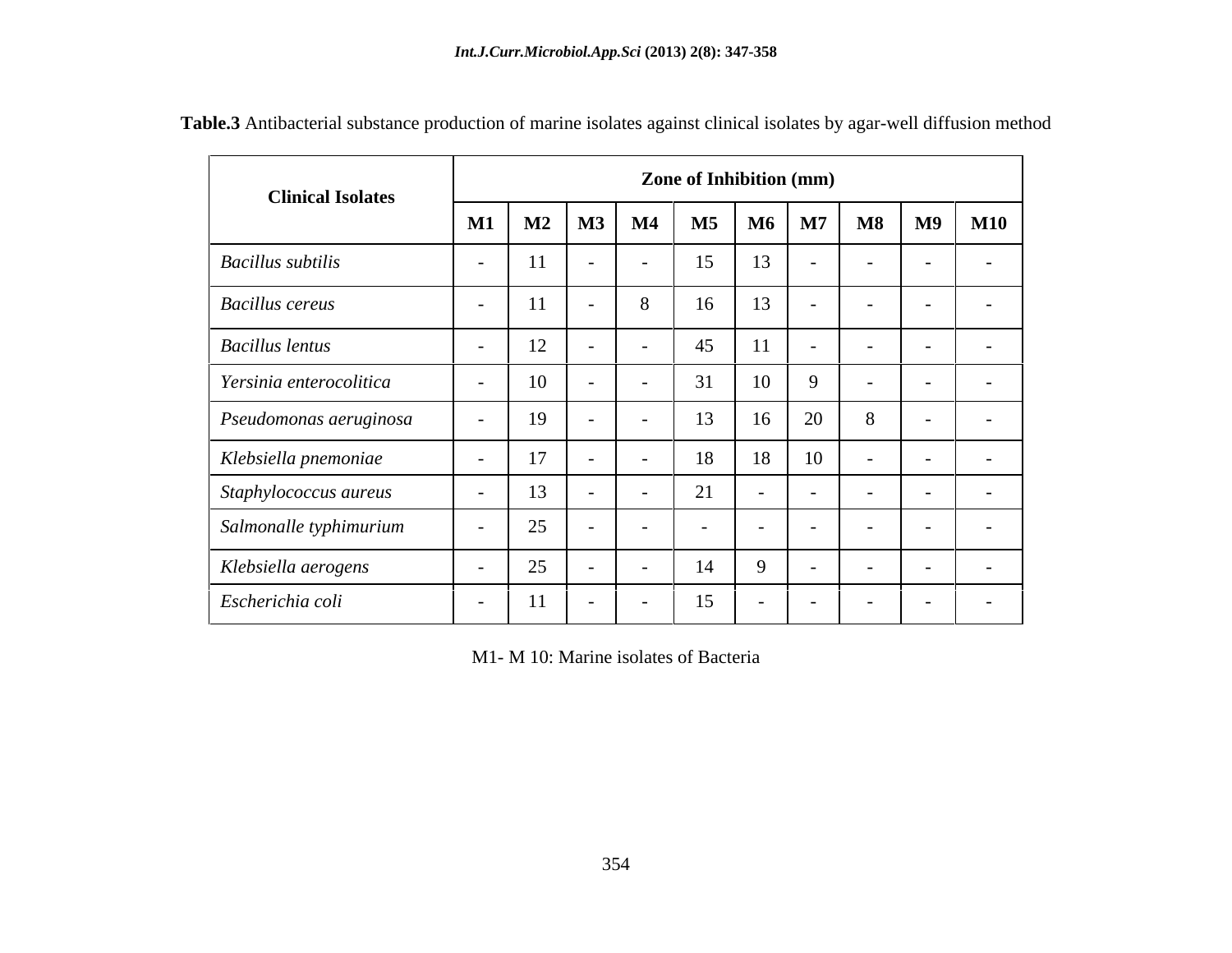**Table.3** Antibacterial substance production of marine isolates against clinical isolates by agar-well diffusion method

| Clinical Isolates | Zone of Inhibition (mm) | | | | | | | | | |
|---|---|---|---|---|---|---|---|---|---|---|
| | M1 | M2 | M3 | M4 | M5 | M6 | M7 | M8 | M9 | M10 |
| *Bacillus subtilis* | - | 11 | - | - | 15 | 13 | - | - | - | - |
| *Bacillus cereus* | - | 11 | - | 8 | 16 | 13 | - | - | - | - |
| *Bacillus lentus* | - | 12 | - | - | 45 | 11 | - | - | - | - |
| *Yersinia enterocolitica* | - | 10 | - | - | 31 | 10 | 9 | - | - | - |
| *Pseudomonas aeruginosa* | - | 19 | - | - | 13 | 16 | 20 | 8 | - | - |
| *Klebsiella pnemoniae* | - | 17 | - | - | 18 | 18 | 10 | - | - | - |
| *Staphylococcus aureus* | - | 13 | - | - | 21 | - | - | - | - | - |
| *Salmonalle typhimurium* | - | 25 | - | - | - | - | - | - | - | - |
| *Klebsiella aerogens* | - | 25 | - | - | 14 | 9 | - | - | - | - |
| *Escherichia coli* | - | 11 | - | - | 15 | - | - | - | - | - |

M1- M 10: Marine isolates of Bacteria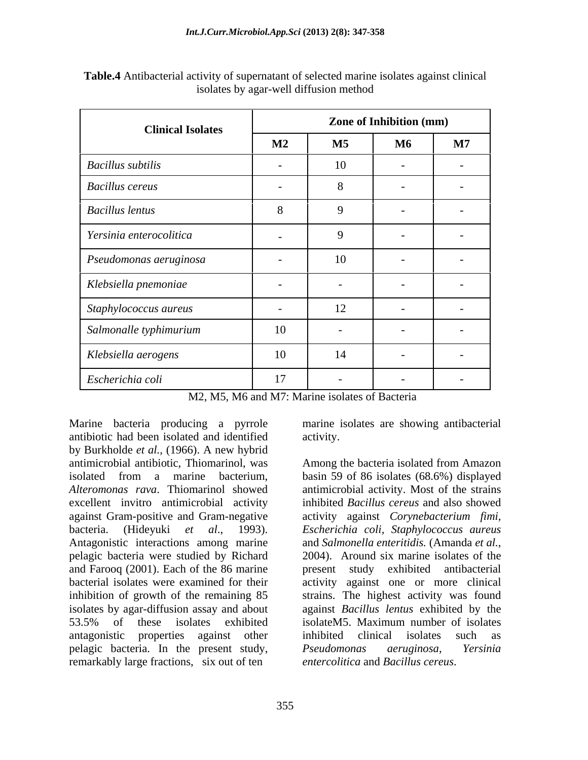**Table.4** Antibacterial activity of supernatant of selected marine isolates against clinical isolates by agar-well diffusion method

| Clinical Isolates | Zone of Inhibition (mm) | | | |
|---|---|---|---|---|
| | M2 | M5 | M6 | M7 |
| *Bacillus subtilis* | - | 10 | - | - |
| *Bacillus cereus* | - | 8 | - | - |
| *Bacillus lentus* | 8 | 9 | - | - |
| *Yersinia enterocolitica* | - | 9 | - | - |
| *Pseudomonas aeruginosa* | - | 10 | - | - |
| *Klebsiella pnemoniae* | - | - | - | - |
| *Staphylococcus aureus* | - | 12 | - | - |
| *Salmonalle typhimurium* | 10 | - | - | - |
| *Klebsiella aerogens* | 10 | 14 | - | - |
| *Escherichia coli* | 17 | - | - | - |

M2, M5, M6 and M7: Marine isolates of Bacteria

Marine bacteria producing a pyrrole antibiotic had been isolated and identified by Burkholde *et al.*, (1966). A new hybrid antimicrobial antibiotic, Thiomarinol, was isolated from a marine bacterium, *Alteromonas rava*. Thiomarinol showed excellent invitro antimicrobial activity against Gram-positive and Gram-negative bacteria. (Hideyuki *et al*., 1993). Antagonistic interactions among marine pelagic bacteria were studied by Richard and Farooq (2001). Each of the 86 marine bacterial isolates were examined for their inhibition of growth of the remaining 85 isolates by agar-diffusion assay and about 53.5% of these isolates exhibited antagonistic properties against other pelagic bacteria. In the present study, remarkably large fractions, six out of ten marine isolates are showing antibacterial activity.

Among the bacteria isolated from Amazon basin 59 of 86 isolates (68.6%) displayed antimicrobial activity. Most of the strains inhibited *Bacillus cereus* and also showed activity against *Corynebacterium fimi*, *Escherichia coli*, *Staphylococcus aureus* and *Salmonella enteritidis.* (Amanda *et al*., 2004). Around six marine isolates of the present study exhibited antibacterial activity against one or more clinical strains. The highest activity was found against *Bacillus lentus* exhibited by the isolateM5. Maximum number of isolates inhibited clinical isolates such as *Pseudomonas aeruginosa*, *Yersinia entercolitica* and *Bacillus cereus*.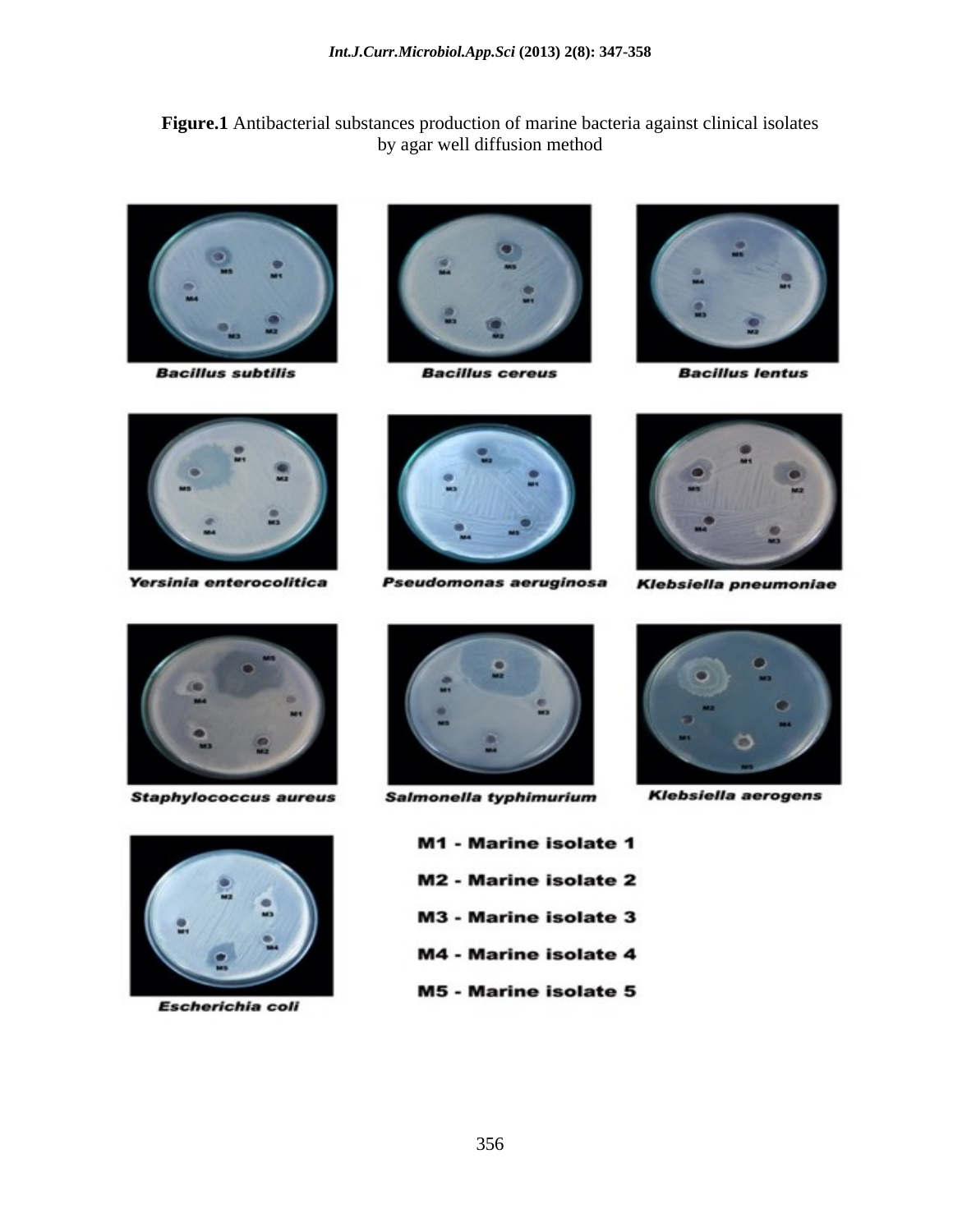**Figure.1** Antibacterial substances production of marine bacteria against clinical isolates by agar well diffusion method

*Bacillus subtilis*

*Bacillus cereus*

*Bacillus lentus*

*Yersinia enterocolitica*

*Pseudomonas aeruginosa*

*Klebsiella pneumoniae*

*Staphylococcus aureus*

*Salmonella typhimurium*

*Klebsiella aerogens*

*Escherichia coli*

**M1 - Marine isolate 1**

**M2 - Marine isolate 2**

**M3 - Marine isolate 3**

**M4 - Marine isolate 4**

**M5 - Marine isolate 5**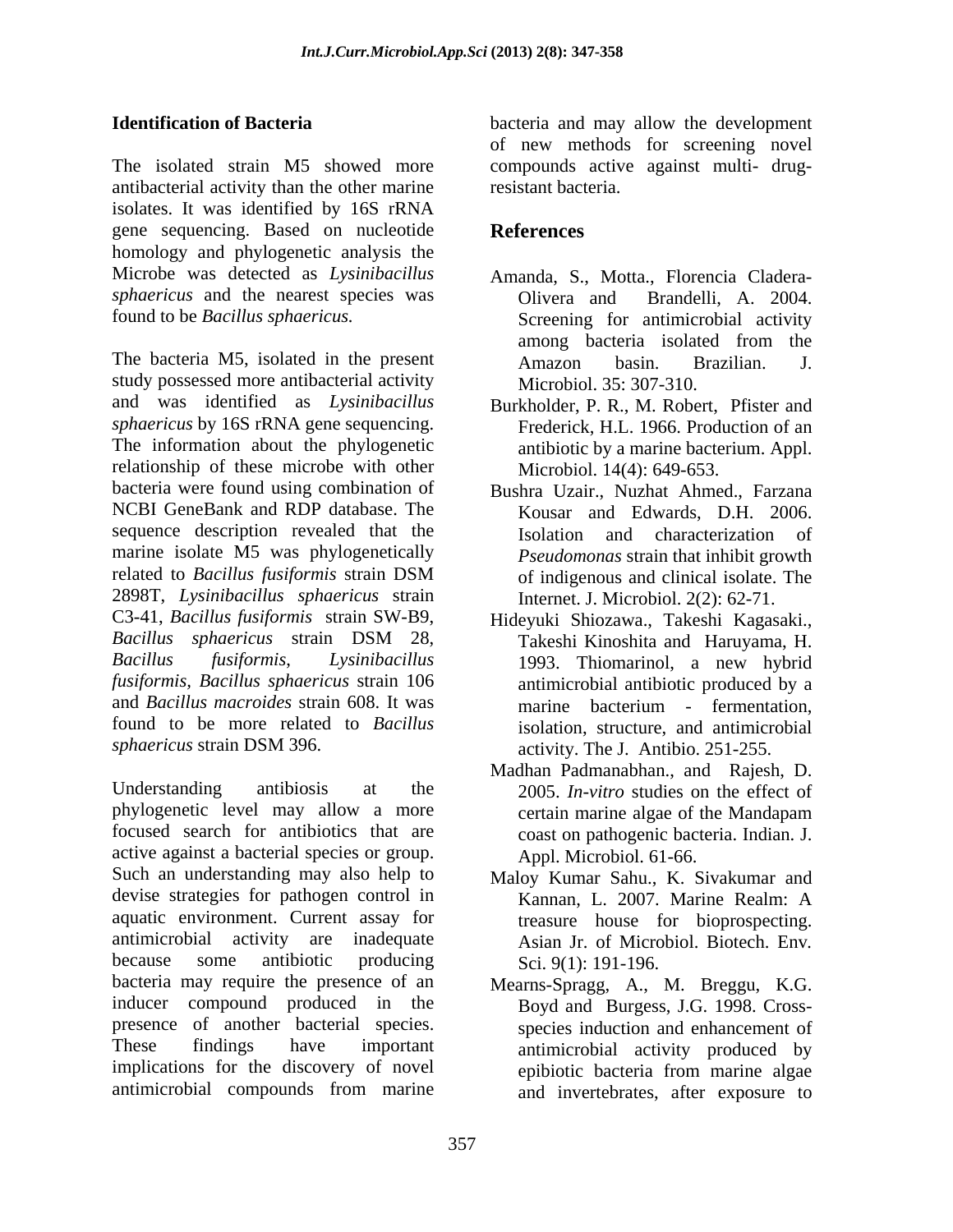## Identification of Bacteria

The isolated strain M5 showed more antibacterial activity than the other marine isolates. It was identified by 16S rRNA gene sequencing. Based on nucleotide homology and phylogenetic analysis the Microbe was detected as *Lysinibacillus sphaericus* and the nearest species was found to be *Bacillus sphaericus.*

The bacteria M5, isolated in the present study possessed more antibacterial activity and was identified as *Lysinibacillus sphaericus* by 16S rRNA gene sequencing. The information about the phylogenetic relationship of these microbe with other bacteria were found using combination of NCBI GeneBank and RDP database. The sequence description revealed that the marine isolate M5 was phylogenetically related to *Bacillus fusiformis* strain DSM 2898T, *Lysinibacillus sphaericus* strain C3-41, *Bacillus fusiformis* strain SW-B9, *Bacillus sphaericus* strain DSM 28, *Bacillus fusiformis*, *Lysinibacillus fusiformis*, *Bacillus sphaericus* strain 106 and *Bacillus macroides* strain 608. It was found to be more related to *Bacillus sphaericus* strain DSM 396.

Understanding antibiosis at the phylogenetic level may allow a more focused search for antibiotics that are active against a bacterial species or group. Such an understanding may also help to devise strategies for pathogen control in aquatic environment. Current assay for antimicrobial activity are inadequate because some antibiotic producing bacteria may require the presence of an inducer compound produced in the presence of another bacterial species. These findings have important implications for the discovery of novel antimicrobial compounds from marine bacteria and may allow the development of new methods for screening novel compounds active against multi- drug-resistant bacteria.

## References

Amanda, S., Motta., Florencia Cladera-Olivera and Brandelli, A. 2004. Screening for antimicrobial activity among bacteria isolated from the Amazon basin. Brazilian. J. Microbiol. 35: 307-310.

Burkholder, P. R., M. Robert, Pfister and Frederick, H.L. 1966. Production of an antibiotic by a marine bacterium. Appl. Microbiol. 14(4): 649-653.

Bushra Uzair., Nuzhat Ahmed., Farzana Kousar and Edwards, D.H. 2006. Isolation and characterization of *Pseudomonas* strain that inhibit growth of indigenous and clinical isolate. The Internet. J. Microbiol. 2(2): 62-71.

Hideyuki Shiozawa., Takeshi Kagasaki., Takeshi Kinoshita and Haruyama, H. 1993. Thiomarinol, a new hybrid antimicrobial antibiotic produced by a marine bacterium - fermentation, isolation, structure, and antimicrobial activity. The J. Antibio. 251-255.

Madhan Padmanabhan., and Rajesh, D. 2005. *In-vitro* studies on the effect of certain marine algae of the Mandapam coast on pathogenic bacteria. Indian. J. Appl. Microbiol. 61-66.

Maloy Kumar Sahu., K. Sivakumar and Kannan, L. 2007. Marine Realm: A treasure house for bioprospecting. Asian Jr. of Microbiol. Biotech. Env. Sci. 9(1): 191-196.

Mearns-Spragg, A., M. Breggu, K.G. Boyd and Burgess, J.G. 1998. Cross-species induction and enhancement of antimicrobial activity produced by epibiotic bacteria from marine algae and invertebrates, after exposure to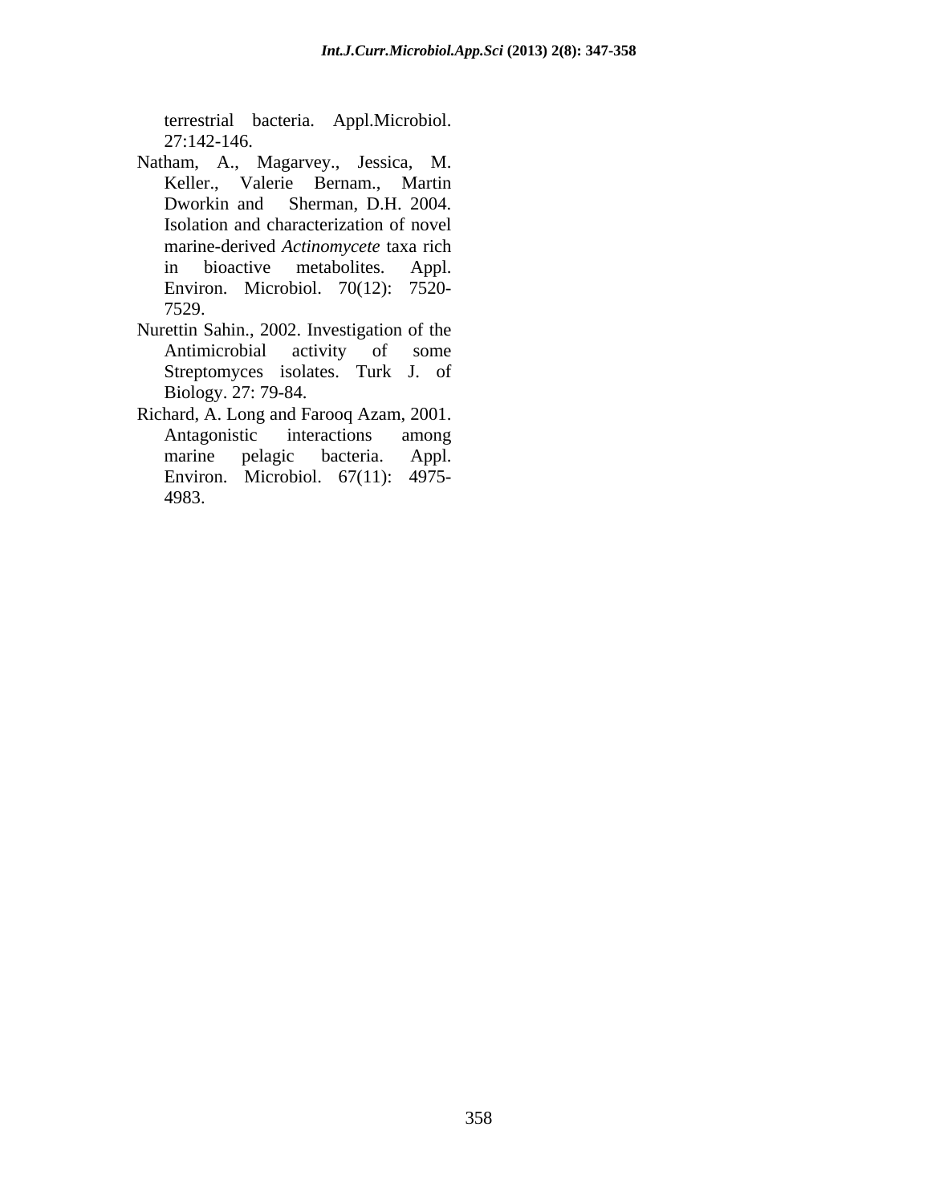terrestrial bacteria. Appl.Microbiol. 27:142-146.

Natham, A., Magarvey., Jessica, M. Keller., Valerie Bernam., Martin Dworkin and Sherman, D.H. 2004. Isolation and characterization of novel marine-derived *Actinomycete* taxa rich in bioactive metabolites. Appl. Environ. Microbiol. 70(12): 7520-7529.

Nurettin Sahin., 2002. Investigation of the Antimicrobial activity of some Streptomyces isolates. Turk J. of Biology. 27: 79-84.

Richard, A. Long and Farooq Azam, 2001. Antagonistic interactions among marine pelagic bacteria. Appl. Environ. Microbiol. 67(11): 4975-4983.